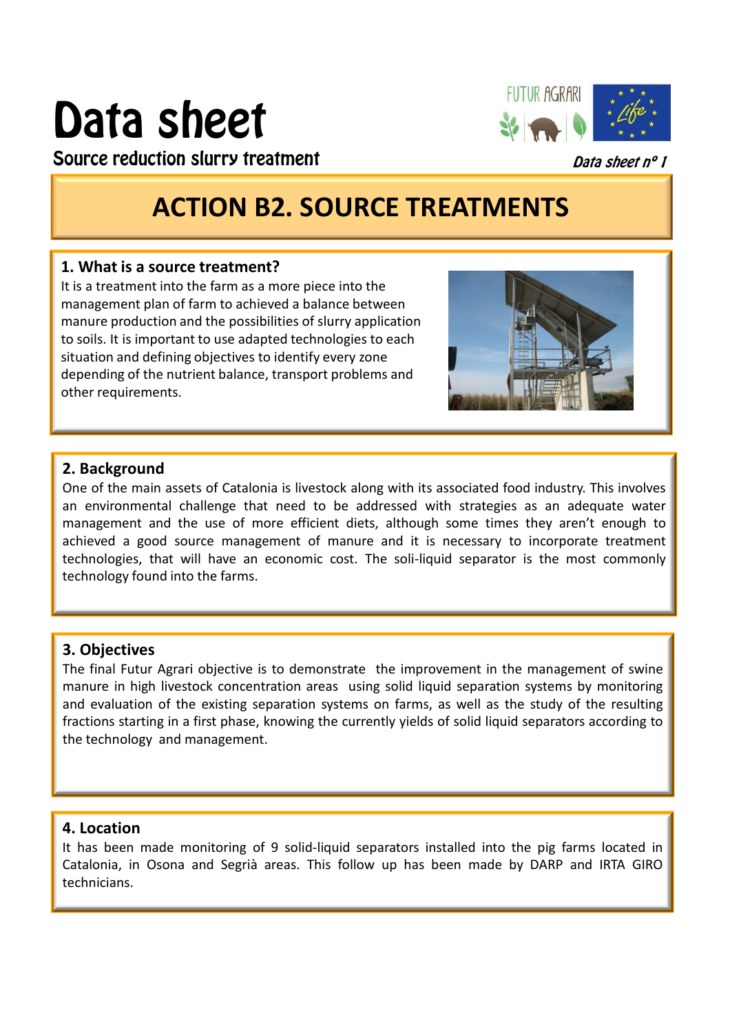# Data sheet

Source reduction slurry treatment

*Data sheet nº 1*

## ACTION B2. SOURCE TREATMENTS

### 1. What is a source treatment?

It is a treatment into the farm as a more piece into the management plan of farm to achieved a balance between manure production and the possibilities of slurry application to soils. It is important to use adapted technologies to each situation and defining objectives to identify every zone depending of the nutrient balance, transport problems and other requirements.

### 2. Background

One of the main assets of Catalonia is livestock along with its associated food industry. This involves an environmental challenge that need to be addressed with strategies as an adequate water management and the use of more efficient diets, although some times they aren't enough to achieved a good source management of manure and it is necessary to incorporate treatment technologies, that will have an economic cost. The soli-liquid separator is the most commonly technology found into the farms.

### 3. Objectives

The final Futur Agrari objective is to demonstrate the improvement in the management of swine manure in high livestock concentration areas using solid liquid separation systems by monitoring and evaluation of the existing separation systems on farms, as well as the study of the resulting fractions starting in a first phase, knowing the currently yields of solid liquid separators according to the technology and management.

### 4. Location

It has been made monitoring of 9 solid-liquid separators installed into the pig farms located in Catalonia, in Osona and Segrià areas. This follow up has been made by DARP and IRTA GIRO technicians.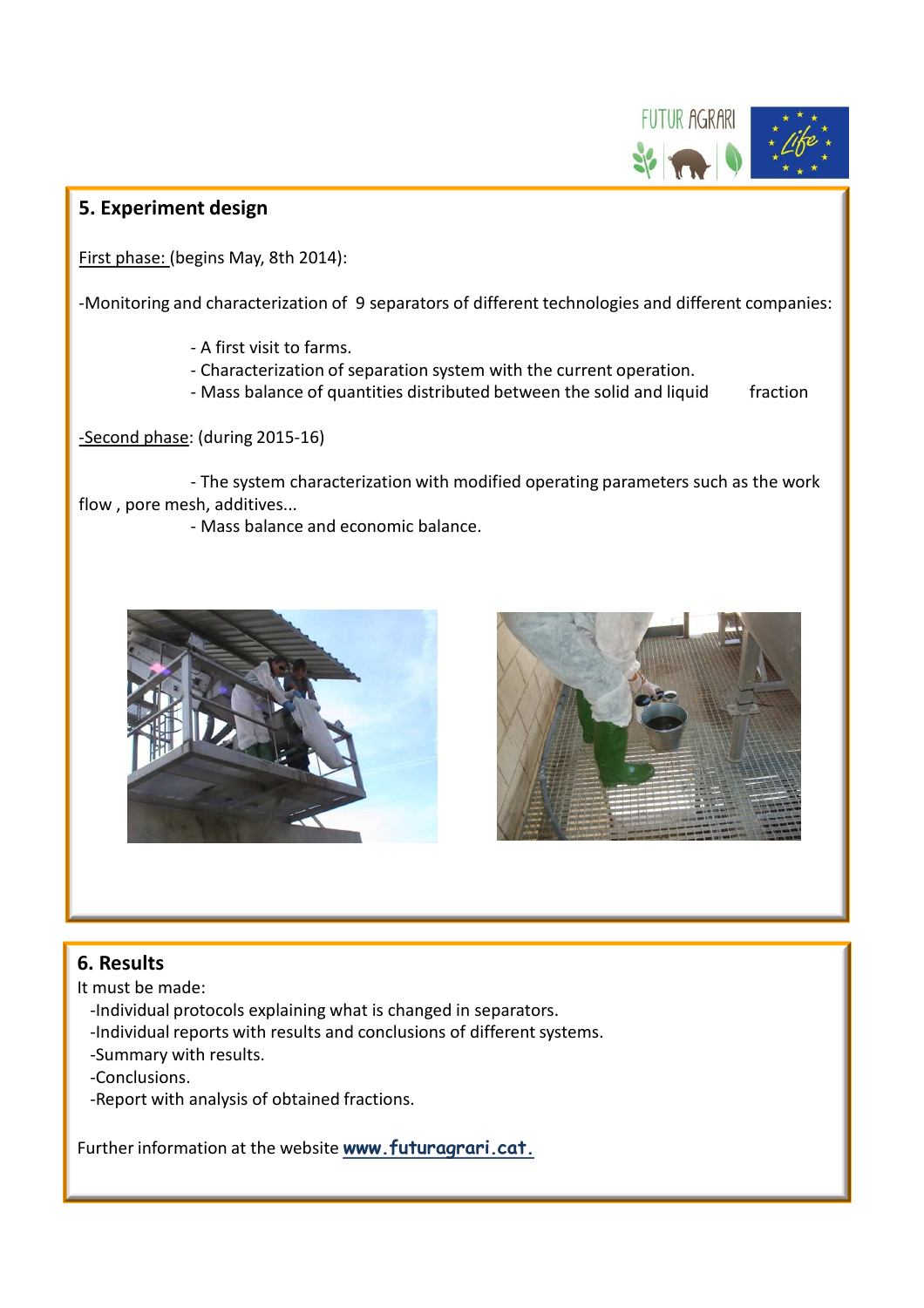## 5. Experiment design

First phase: (begins May, 8th 2014):

-Monitoring and characterization of 9 separators of different technologies and different companies:

- A first visit to farms.
- Characterization of separation system with the current operation.
- Mass balance of quantities distributed between the solid and liquid fraction

-Second phase: (during 2015-16)

- The system characterization with modified operating parameters such as the work flow , pore mesh, additives...
- Mass balance and economic balance.

## 6. Results

It must be made:

- Individual protocols explaining what is changed in separators.
- Individual reports with results and conclusions of different systems.
- Summary with results.
- Conclusions.
- Report with analysis of obtained fractions.

Further information at the website **www.futuragrari.cat.**